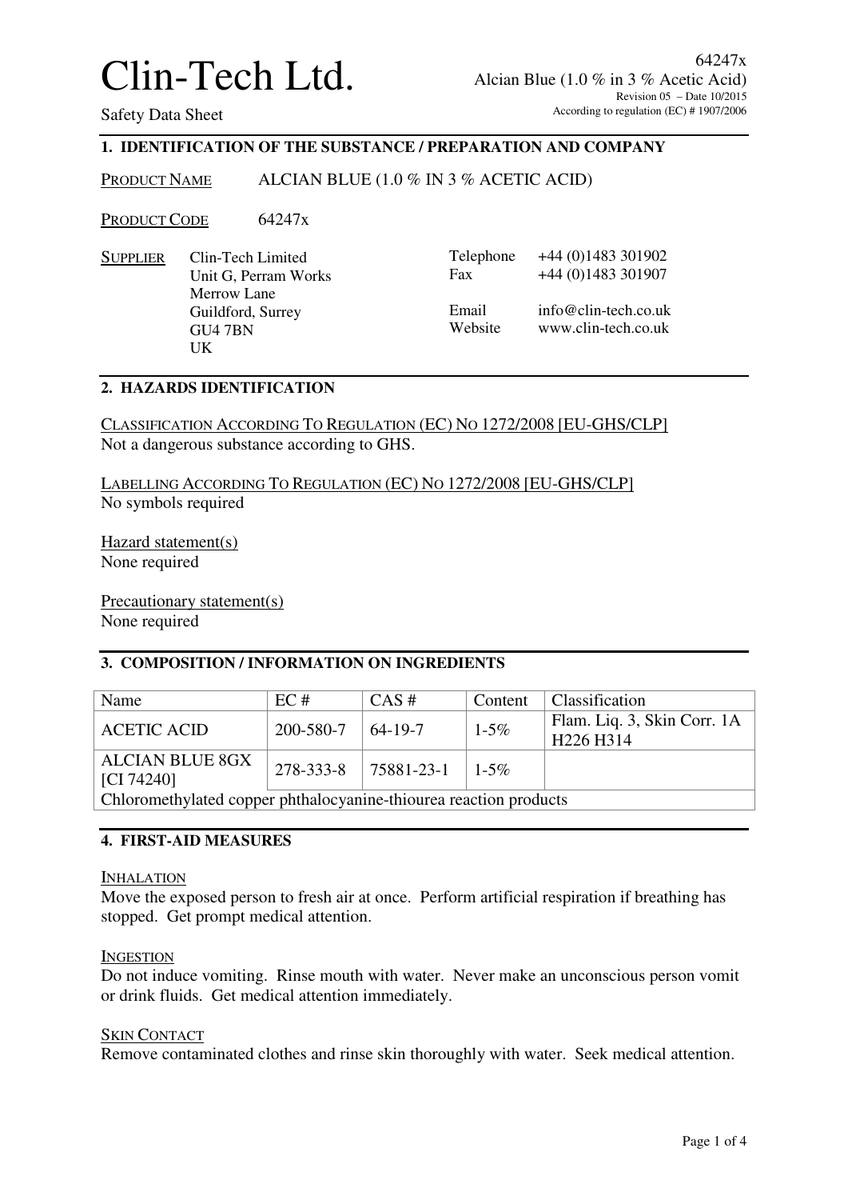# Clin-Tech Ltd.

Safety Data Sheet

64247x
Alcian Blue (1.0 % in 3 % Acetic Acid)
Revision 05 – Date 10/2015
According to regulation (EC) # 1907/2006

## 1. IDENTIFICATION OF THE SUBSTANCE / PREPARATION AND COMPANY

PRODUCT NAME ALCIAN BLUE (1.0 % IN 3 % ACETIC ACID)

PRODUCT CODE 64247x

SUPPLIER
Clin-Tech Limited
Unit G, Perram Works
Merrow Lane
Guildford, Surrey
GU4 7BN
UK

Telephone +44 (0)1483 301902
Fax +44 (0)1483 301907

Email info@clin-tech.co.uk
Website www.clin-tech.co.uk

## 2. HAZARDS IDENTIFICATION

CLASSIFICATION ACCORDING TO REGULATION (EC) NO 1272/2008 [EU-GHS/CLP]
Not a dangerous substance according to GHS.

LABELLING ACCORDING TO REGULATION (EC) NO 1272/2008 [EU-GHS/CLP]
No symbols required

Hazard statement(s)
None required

Precautionary statement(s)
None required

## 3. COMPOSITION / INFORMATION ON INGREDIENTS

| Name | EC # | CAS # | Content | Classification |
|---|---|---|---|---|
| ACETIC ACID | 200-580-7 | 64-19-7 | 1-5% | Flam. Liq. 3, Skin Corr. 1A H226 H314 |
| ALCIAN BLUE 8GX [CI 74240] | 278-333-8 | 75881-23-1 | 1-5% | |
| Chloromethylated copper phthalocyanine-thiourea reaction products | | | | |

## 4. FIRST-AID MEASURES

INHALATION
Move the exposed person to fresh air at once. Perform artificial respiration if breathing has stopped. Get prompt medical attention.

INGESTION
Do not induce vomiting. Rinse mouth with water. Never make an unconscious person vomit or drink fluids. Get medical attention immediately.

SKIN CONTACT
Remove contaminated clothes and rinse skin thoroughly with water. Seek medical attention.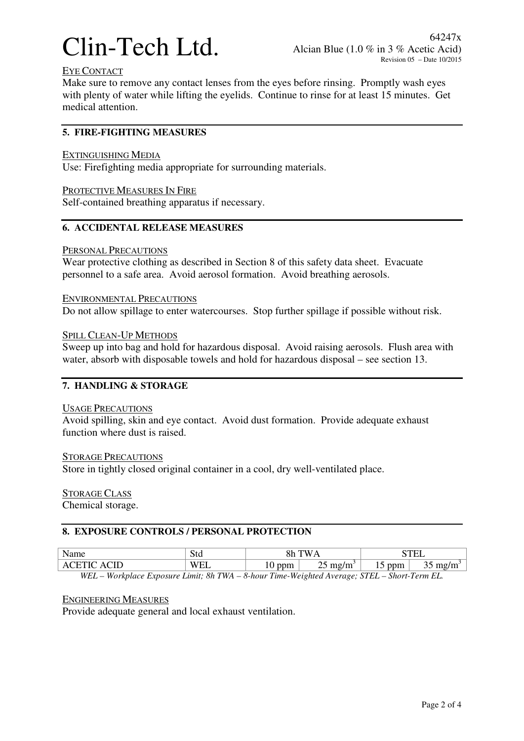EYE CONTACT

Make sure to remove any contact lenses from the eyes before rinsing. Promptly wash eyes with plenty of water while lifting the eyelids. Continue to rinse for at least 15 minutes. Get medical attention.

## 5. FIRE-FIGHTING MEASURES

EXTINGUISHING MEDIA

Use: Firefighting media appropriate for surrounding materials.

PROTECTIVE MEASURES IN FIRE

Self-contained breathing apparatus if necessary.

## 6. ACCIDENTAL RELEASE MEASURES

PERSONAL PRECAUTIONS

Wear protective clothing as described in Section 8 of this safety data sheet. Evacuate personnel to a safe area. Avoid aerosol formation. Avoid breathing aerosols.

ENVIRONMENTAL PRECAUTIONS

Do not allow spillage to enter watercourses. Stop further spillage if possible without risk.

SPILL CLEAN-UP METHODS

Sweep up into bag and hold for hazardous disposal. Avoid raising aerosols. Flush area with water, absorb with disposable towels and hold for hazardous disposal – see section 13.

## 7. HANDLING & STORAGE

USAGE PRECAUTIONS

Avoid spilling, skin and eye contact. Avoid dust formation. Provide adequate exhaust function where dust is raised.

STORAGE PRECAUTIONS

Store in tightly closed original container in a cool, dry well-ventilated place.

STORAGE CLASS

Chemical storage.

## 8. EXPOSURE CONTROLS / PERSONAL PROTECTION

| Name | Std | 8h TWA | | STEL | |
|---|---|---|---|---|---|
| ACETIC ACID | WEL | 10 ppm | 25 mg/m$^3$ | 15 ppm | 35 mg/m$^3$ |

*WEL – Workplace Exposure Limit; 8h TWA – 8-hour Time-Weighted Average; STEL – Short-Term EL.*

ENGINEERING MEASURES

Provide adequate general and local exhaust ventilation.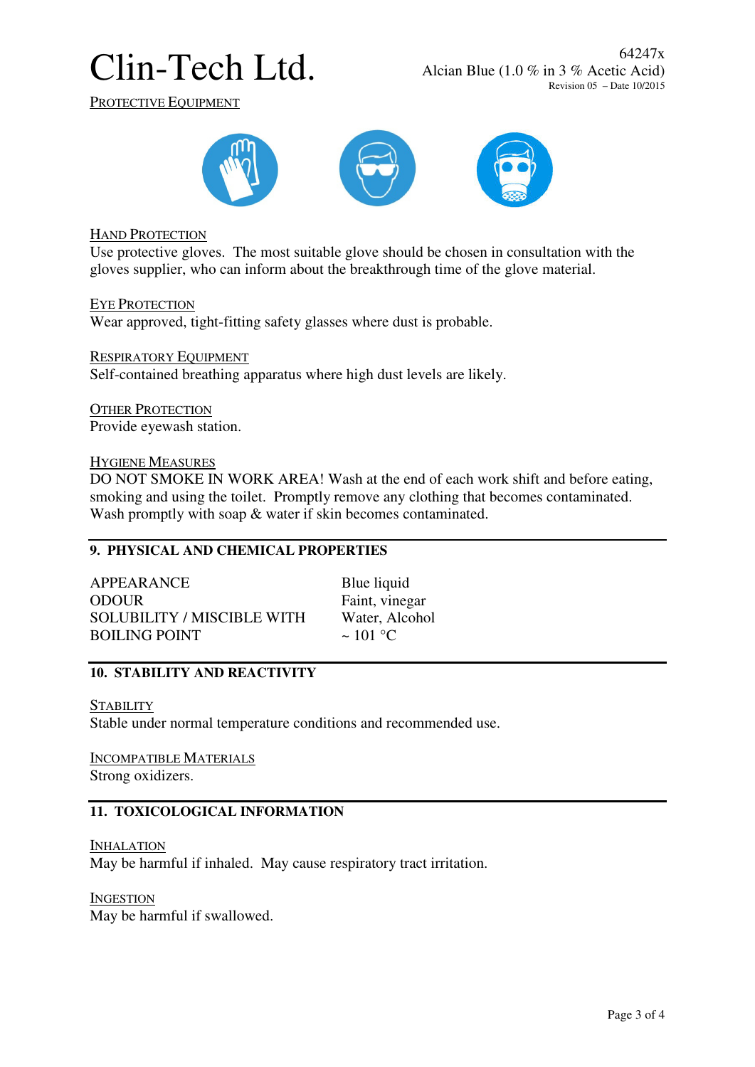#### Protective Equipment

#### Hand Protection
Use protective gloves. The most suitable glove should be chosen in consultation with the gloves supplier, who can inform about the breakthrough time of the glove material.

#### Eye Protection
Wear approved, tight-fitting safety glasses where dust is probable.

#### Respiratory Equipment
Self-contained breathing apparatus where high dust levels are likely.

#### Other Protection
Provide eyewash station.

#### Hygiene Measures
DO NOT SMOKE IN WORK AREA! Wash at the end of each work shift and before eating, smoking and using the toilet. Promptly remove any clothing that becomes contaminated. Wash promptly with soap & water if skin becomes contaminated.

## 9. PHYSICAL AND CHEMICAL PROPERTIES

| | |
|---|---|
| APPEARANCE | Blue liquid |
| ODOUR | Faint, vinegar |
| SOLUBILITY / MISCIBLE WITH | Water, Alcohol |
| BOILING POINT | ~ 101 °C |

## 10. STABILITY AND REACTIVITY

#### Stability
Stable under normal temperature conditions and recommended use.

#### Incompatible Materials
Strong oxidizers.

## 11. TOXICOLOGICAL INFORMATION

#### Inhalation
May be harmful if inhaled. May cause respiratory tract irritation.

#### Ingestion
May be harmful if swallowed.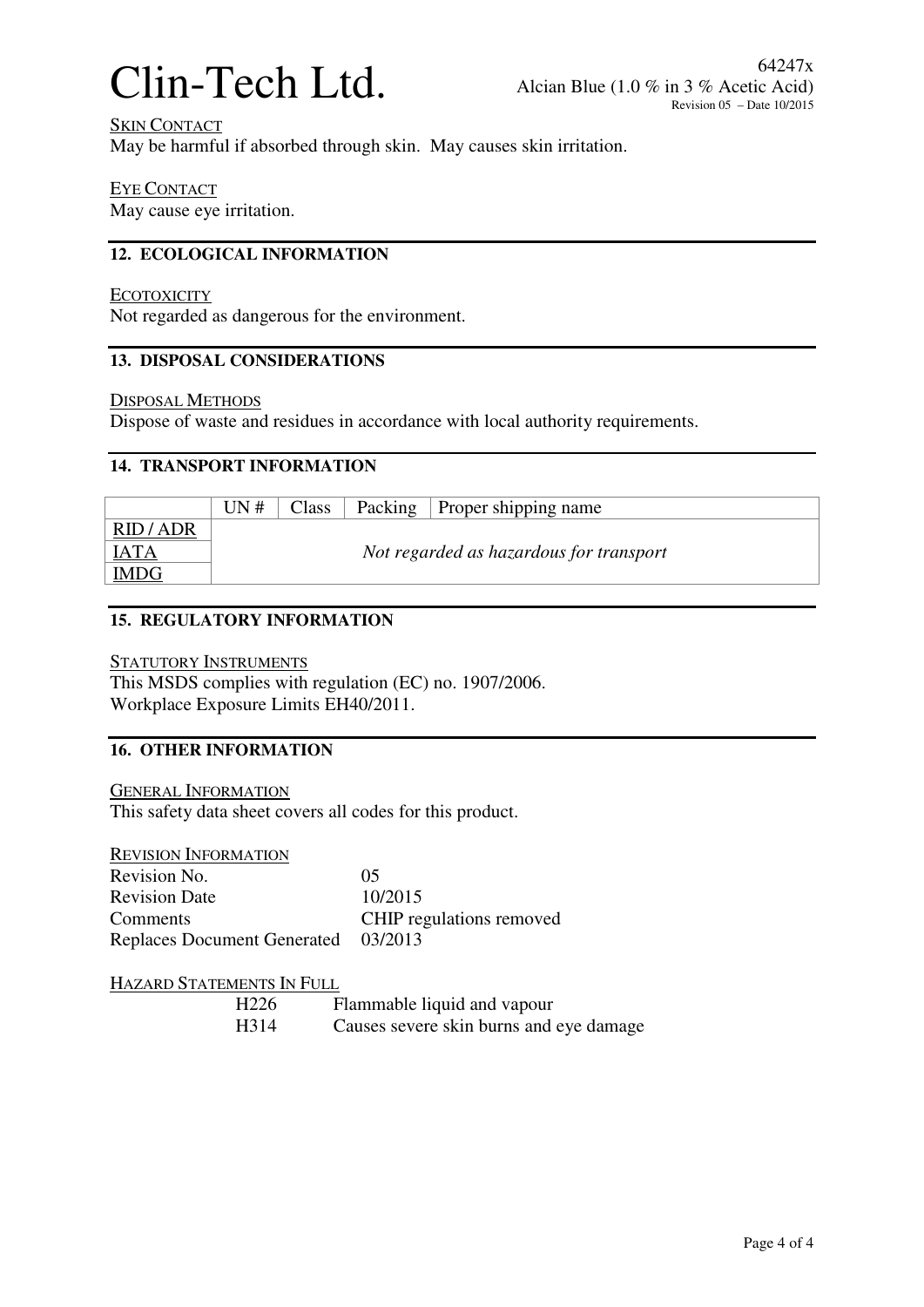SKIN CONTACT
May be harmful if absorbed through skin. May causes skin irritation.

EYE CONTACT
May cause eye irritation.

## 12. ECOLOGICAL INFORMATION

ECOTOXICITY
Not regarded as dangerous for the environment.

## 13. DISPOSAL CONSIDERATIONS

DISPOSAL METHODS
Dispose of waste and residues in accordance with local authority requirements.

## 14. TRANSPORT INFORMATION

| | UN # | Class | Packing | Proper shipping name |
|---|---|---|---|---|
| RID / ADR | *Not regarded as hazardous for transport* | | | |
| IATA | | | | |
| IMDG | | | | |

## 15. REGULATORY INFORMATION

STATUTORY INSTRUMENTS
This MSDS complies with regulation (EC) no. 1907/2006.
Workplace Exposure Limits EH40/2011.

## 16. OTHER INFORMATION

GENERAL INFORMATION
This safety data sheet covers all codes for this product.

REVISION INFORMATION

| | |
|---|---|
| Revision No. | 05 |
| Revision Date | 10/2015 |
| Comments | CHIP regulations removed |
| Replaces Document Generated | 03/2013 |

HAZARD STATEMENTS IN FULL

| | |
|---|---|
| H226 | Flammable liquid and vapour |
| H314 | Causes severe skin burns and eye damage |